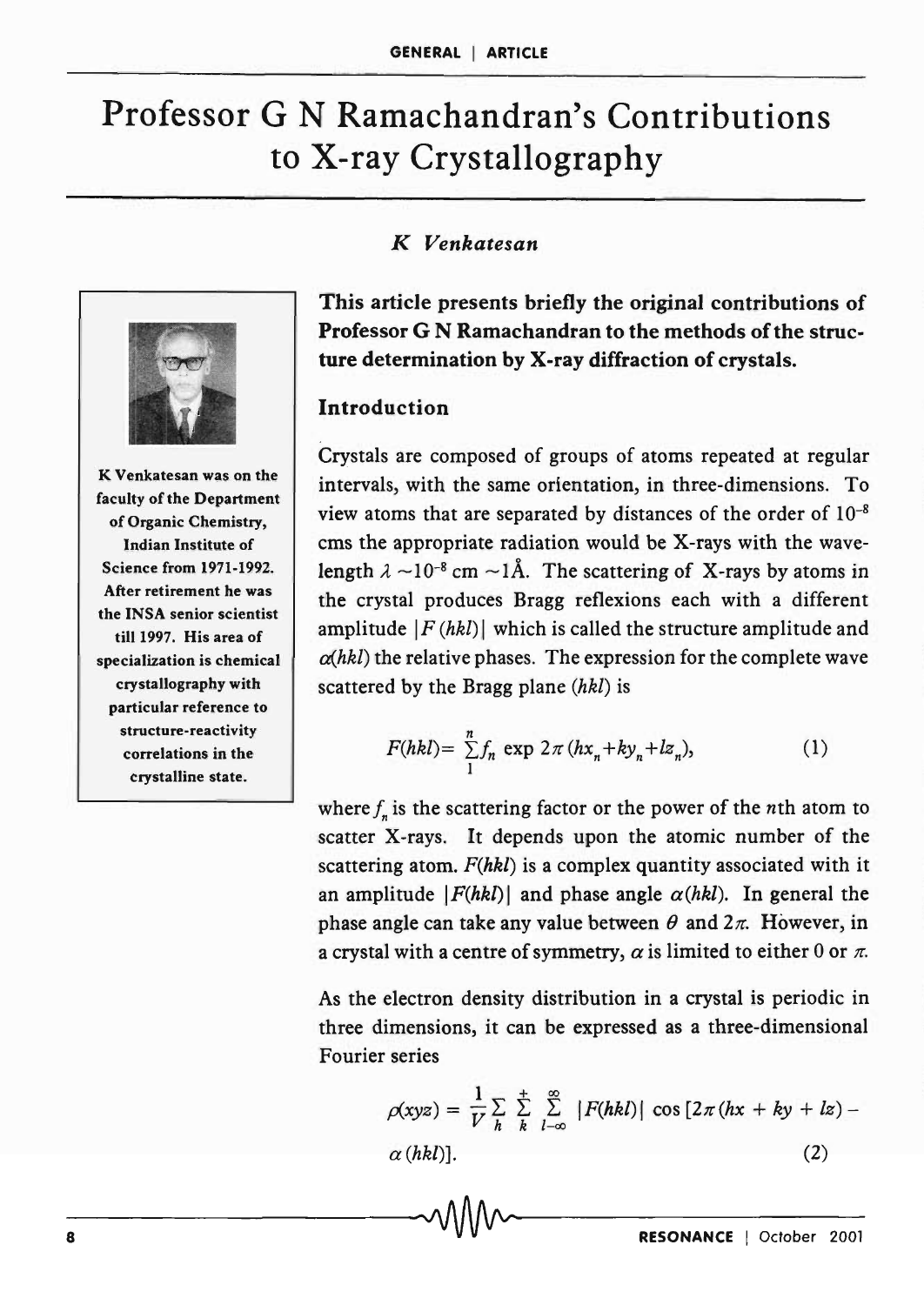# Professor G N Ramachandran's Contributions to X-ray Crystallography

*K Venkatesan*

K Venkatesan was on the faculty of the Department of Organic Chemistry, Indian Institute of Science from 1971-1992. After retirement he was the INSA senior scientist till 1997. His area of specialization is chemical crystallography with particular reference to structure-reactivity correlations in the crystalline state.

**This article presents briefly the original contributions of Professor G N Ramachandran to the methods of the structure determination by X-ray diffraction of crystals.**

## Introduction

Crystals are composed of groups of atoms repeated at regular intervals, with the same orientation, in three-dimensions. To view atoms that are separated by distances of the order of $10^{-8}$ cms the appropriate radiation would be X-rays with the wavelength $\lambda \sim 10^{-8}$ cm $\sim 1$Å. The scattering of X-rays by atoms in the crystal produces Bragg reflexions each with a different amplitude $|F(hkl)|$ which is called the structure amplitude and $\alpha(hkl)$ the relative phases. The expression for the complete wave scattered by the Bragg plane $(hkl)$ is

$$F(hkl) = \sum_{1}^{n} f_n \exp 2\pi (hx_n + ky_n + lz_n), \qquad (1)$$

where $f_n$ is the scattering factor or the power of the $n$th atom to scatter X-rays. It depends upon the atomic number of the scattering atom. $F(hkl)$ is a complex quantity associated with it an amplitude $|F(hkl)|$ and phase angle $\alpha(hkl)$. In general the phase angle can take any value between $\theta$ and $2\pi$. However, in a crystal with a centre of symmetry, $\alpha$ is limited to either 0 or $\pi$.

As the electron density distribution in a crystal is periodic in three dimensions, it can be expressed as a three-dimensional Fourier series

$$\rho(xyz) = \frac{1}{V} \sum_{h} \sum_{k}^{+} \sum_{l-\infty}^{\infty} |F(hkl)| \cos [2\pi (hx + ky + lz) - \alpha (hkl)]. \qquad (2)$$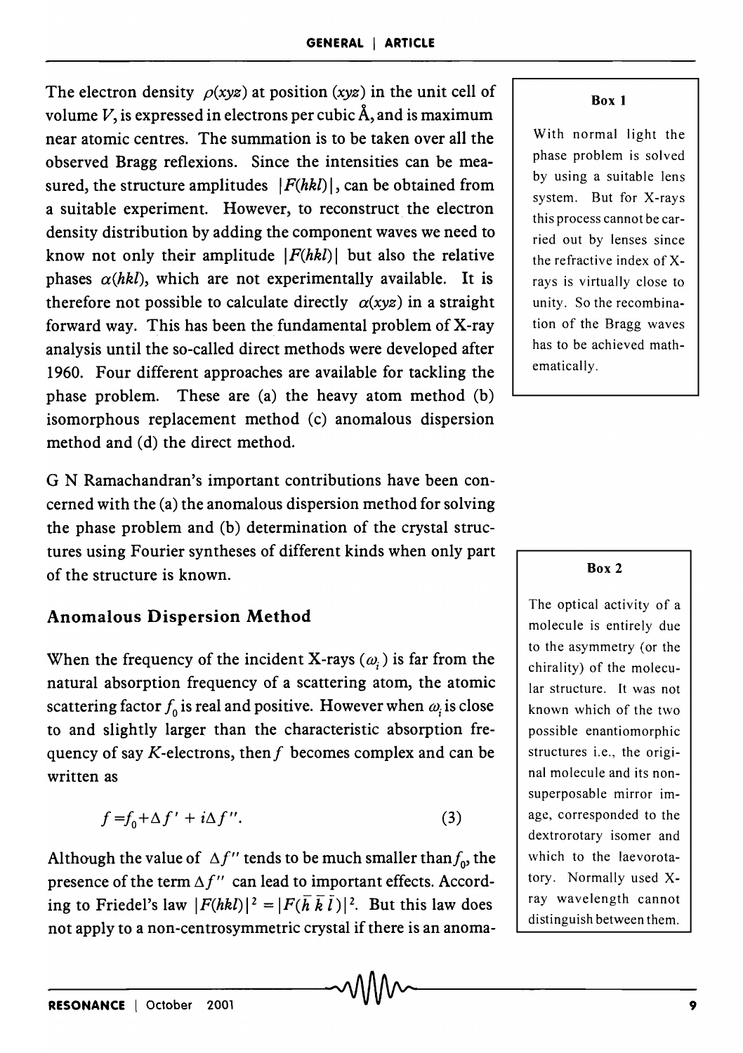The electron density $\rho(xyz)$ at position $(xyz)$ in the unit cell of volume $V$, is expressed in electrons per cubic Å, and is maximum near atomic centres. The summation is to be taken over all the observed Bragg reflexions. Since the intensities can be measured, the structure amplitudes $|F(hkl)|$, can be obtained from a suitable experiment. However, to reconstruct the electron density distribution by adding the component waves we need to know not only their amplitude $|F(hkl)|$ but also the relative phases $\alpha(hkl)$, which are not experimentally available. It is therefore not possible to calculate directly $\alpha(xyz)$ in a straight forward way. This has been the fundamental problem of X-ray analysis until the so-called direct methods were developed after 1960. Four different approaches are available for tackling the phase problem. These are (a) the heavy atom method (b) isomorphous replacement method (c) anomalous dispersion method and (d) the direct method.

**Box 1**

With normal light the phase problem is solved by using a suitable lens system. But for X-rays this process cannot be carried out by lenses since the refractive index of X-rays is virtually close to unity. So the recombination of the Bragg waves has to be achieved mathematically.

G N Ramachandran's important contributions have been concerned with the (a) the anomalous dispersion method for solving the phase problem and (b) determination of the crystal structures using Fourier syntheses of different kinds when only part of the structure is known.

## Anomalous Dispersion Method

When the frequency of the incident X-rays ($\omega_i$) is far from the natural absorption frequency of a scattering atom, the atomic scattering factor $f_0$ is real and positive. However when $\omega_i$ is close to and slightly larger than the characteristic absorption frequency of say $K$-electrons, then $f$ becomes complex and can be written as

$$f = f_0 + \Delta f' + i\Delta f''. \tag{3}$$

Although the value of $\Delta f''$ tends to be much smaller than $f_0$, the presence of the term $\Delta f''$ can lead to important effects. According to Friedel's law $|F(hkl)|^2 = |F(\bar{h}\,\bar{k}\,\bar{l})|^2$. But this law does not apply to a non-centrosymmetric crystal if there is an anoma-

**Box 2**

The optical activity of a molecule is entirely due to the asymmetry (or the chirality) of the molecular structure. It was not known which of the two possible enantiomorphic structures i.e., the original molecule and its non-superposable mirror image, corresponded to the dextrorotary isomer and which to the laevorotatory. Normally used X-ray wavelength cannot distinguish between them.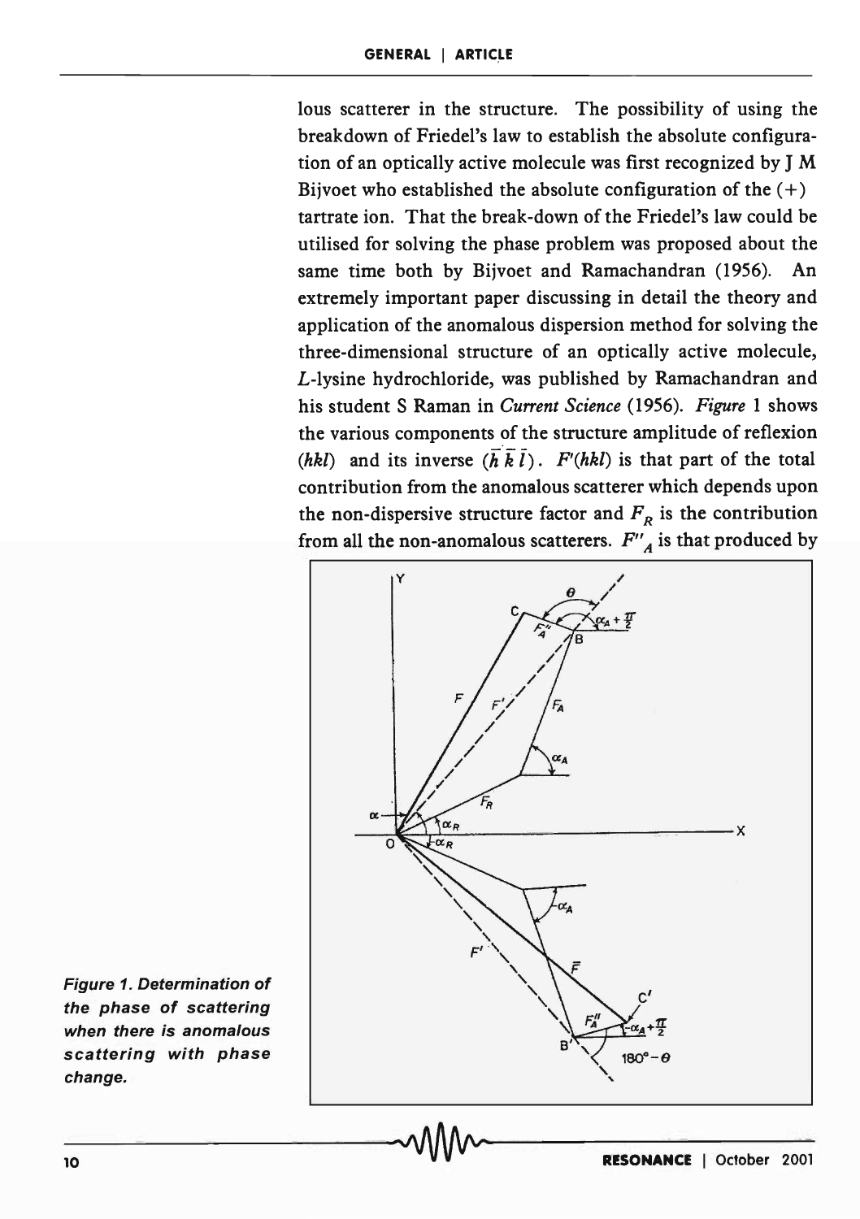lous scatterer in the structure. The possibility of using the breakdown of Friedel's law to establish the absolute configuration of an optically active molecule was first recognized by J M Bijvoet who established the absolute configuration of the (+) tartrate ion. That the break-down of the Friedel's law could be utilised for solving the phase problem was proposed about the same time both by Bijvoet and Ramachandran (1956). An extremely important paper discussing in detail the theory and application of the anomalous dispersion method for solving the three-dimensional structure of an optically active molecule, *L*-lysine hydrochloride, was published by Ramachandran and his student S Raman in *Current Science* (1956). *Figure* 1 shows the various components of the structure amplitude of reflexion $(hkl)$ and its inverse $(\bar{h}\bar{k}\bar{l})$. $F'(hkl)$ is that part of the total contribution from the anomalous scatterer which depends upon the non-dispersive structure factor and $F_R$ is the contribution from all the non-anomalous scatterers. $F''_A$ is that produced by

**Figure 1. Determination of the phase of scattering when there is anomalous scattering with phase change.**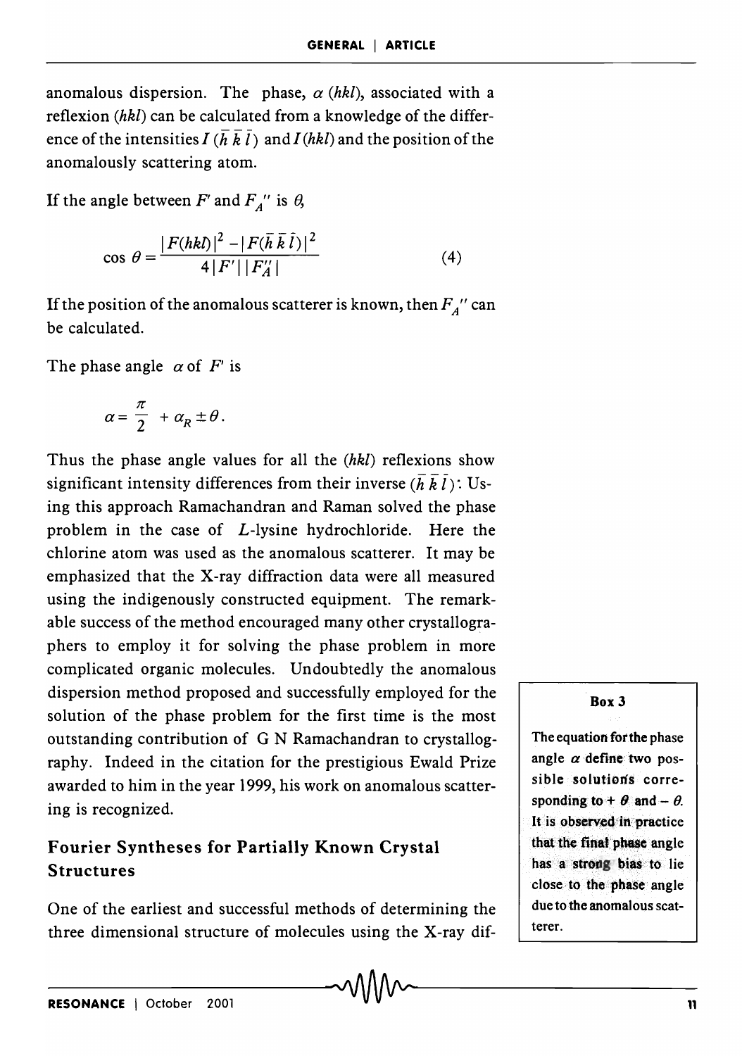anomalous dispersion. The phase, $\alpha$ $(hkl)$, associated with a reflexion $(hkl)$ can be calculated from a knowledge of the difference of the intensities $I(\bar{h}\,\bar{k}\,\bar{l})$ and $I(hkl)$ and the position of the anomalously scattering atom.

If the angle between $F'$ and $F_A''$ is $\theta$,

$$\cos\,\theta = \frac{|F(hkl)|^2 - |F(\bar{h}\,\bar{k}\,\bar{l})|^2}{4\,|F'|\,|F_A''|} \tag{4}$$

If the position of the anomalous scatterer is known, then $F_A''$ can be calculated.

The phase angle $\alpha$ of $F'$ is

$$\alpha = \frac{\pi}{2} + \alpha_R \pm \theta.$$

Thus the phase angle values for all the $(hkl)$ reflexions show significant intensity differences from their inverse $(\bar{h}\,\bar{k}\,\bar{l})$. Using this approach Ramachandran and Raman solved the phase problem in the case of *L*-lysine hydrochloride. Here the chlorine atom was used as the anomalous scatterer. It may be emphasized that the X-ray diffraction data were all measured using the indigenously constructed equipment. The remarkable success of the method encouraged many other crystallographers to employ it for solving the phase problem in more complicated organic molecules. Undoubtedly the anomalous dispersion method proposed and successfully employed for the solution of the phase problem for the first time is the most outstanding contribution of G N Ramachandran to crystallography. Indeed in the citation for the prestigious Ewald Prize awarded to him in the year 1999, his work on anomalous scattering is recognized.

**Box 3**

The equation for the phase angle $\alpha$ define two possible solutions corresponding to $+\,\theta$ and $-\,\theta$. It is observed in practice that the final phase angle has a strong bias to lie close to the phase angle due to the anomalous scatterer.

## Fourier Syntheses for Partially Known Crystal Structures

One of the earliest and successful methods of determining the three dimensional structure of molecules using the X-ray dif-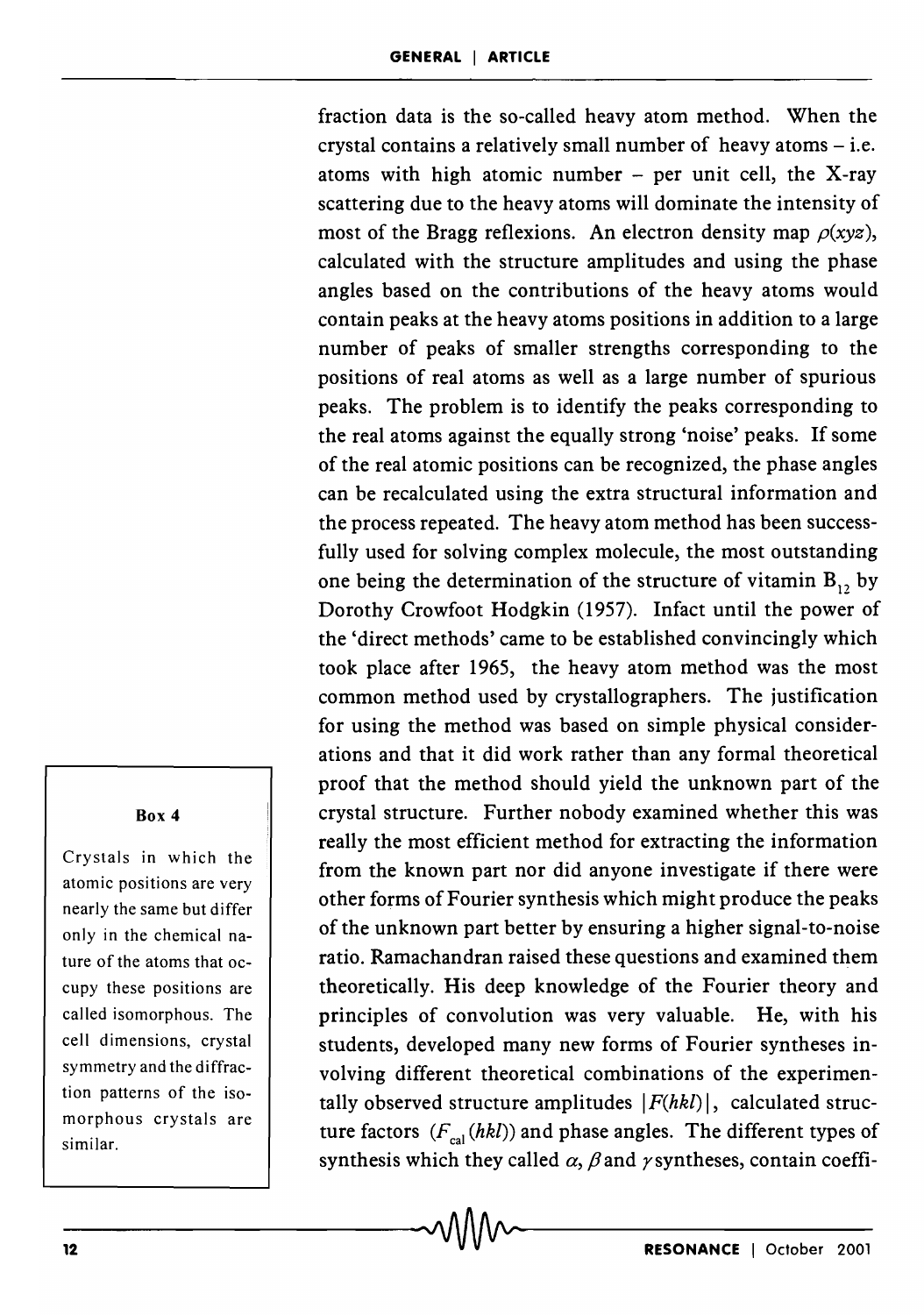fraction data is the so-called heavy atom method. When the crystal contains a relatively small number of heavy atoms – i.e. atoms with high atomic number – per unit cell, the X-ray scattering due to the heavy atoms will dominate the intensity of most of the Bragg reflexions. An electron density map $\rho(xyz)$, calculated with the structure amplitudes and using the phase angles based on the contributions of the heavy atoms would contain peaks at the heavy atoms positions in addition to a large number of peaks of smaller strengths corresponding to the positions of real atoms as well as a large number of spurious peaks. The problem is to identify the peaks corresponding to the real atoms against the equally strong 'noise' peaks. If some of the real atomic positions can be recognized, the phase angles can be recalculated using the extra structural information and the process repeated. The heavy atom method has been successfully used for solving complex molecule, the most outstanding one being the determination of the structure of vitamin $B_{12}$ by Dorothy Crowfoot Hodgkin (1957). Infact until the power of the 'direct methods' came to be established convincingly which took place after 1965, the heavy atom method was the most common method used by crystallographers. The justification for using the method was based on simple physical considerations and that it did work rather than any formal theoretical proof that the method should yield the unknown part of the crystal structure. Further nobody examined whether this was really the most efficient method for extracting the information from the known part nor did anyone investigate if there were other forms of Fourier synthesis which might produce the peaks of the unknown part better by ensuring a higher signal-to-noise ratio. Ramachandran raised these questions and examined them theoretically. His deep knowledge of the Fourier theory and principles of convolution was very valuable. He, with his students, developed many new forms of Fourier syntheses involving different theoretical combinations of the experimentally observed structure amplitudes $|F(hkl)|$, calculated structure factors $(F_{cal}(hkl))$ and phase angles. The different types of synthesis which they called $\alpha$, $\beta$ and $\gamma$ syntheses, contain coeffi-

**Box 4**

Crystals in which the atomic positions are very nearly the same but differ only in the chemical nature of the atoms that occupy these positions are called isomorphous. The cell dimensions, crystal symmetry and the diffraction patterns of the isomorphous crystals are similar.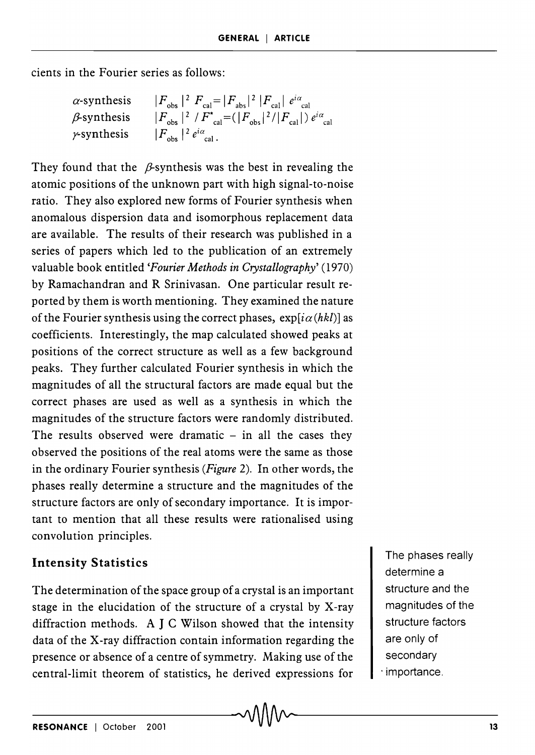cients in the Fourier series as follows:

| | |
|---|---|
| $\alpha$-synthesis | $\|F_{obs}\|^2 F_{cal} = \|F_{abs}\|^2 \|F_{cal}\| e^{i\alpha}{}_{cal}$ |
| $\beta$-synthesis | $\|F_{obs}\|^2 / F^*_{cal} = (\|F_{obs}\|^2/\|F_{cal}\|)\, e^{i\alpha}{}_{cal}$ |
| $\gamma$-synthesis | $\|F_{obs}\|^2 e^{i\alpha}{}_{cal}$. |

They found that the $\beta$-synthesis was the best in revealing the atomic positions of the unknown part with high signal-to-noise ratio. They also explored new forms of Fourier synthesis when anomalous dispersion data and isomorphous replacement data are available. The results of their research was published in a series of papers which led to the publication of an extremely valuable book entitled *'Fourier Methods in Crystallography'* (1970) by Ramachandran and R Srinivasan. One particular result reported by them is worth mentioning. They examined the nature of the Fourier synthesis using the correct phases, $\exp[i\alpha(hkl)]$ as coefficients. Interestingly, the map calculated showed peaks at positions of the correct structure as well as a few background peaks. They further calculated Fourier synthesis in which the magnitudes of all the structural factors are made equal but the correct phases are used as well as a synthesis in which the magnitudes of the structure factors were randomly distributed. The results observed were dramatic – in all the cases they observed the positions of the real atoms were the same as those in the ordinary Fourier synthesis (*Figure* 2). In other words, the phases really determine a structure and the magnitudes of the structure factors are only of secondary importance. It is important to mention that all these results were rationalised using convolution principles.

The phases really determine a structure and the magnitudes of the structure factors are only of secondary importance.

## Intensity Statistics

The determination of the space group of a crystal is an important stage in the elucidation of the structure of a crystal by X-ray diffraction methods. A J C Wilson showed that the intensity data of the X-ray diffraction contain information regarding the presence or absence of a centre of symmetry. Making use of the central-limit theorem of statistics, he derived expressions for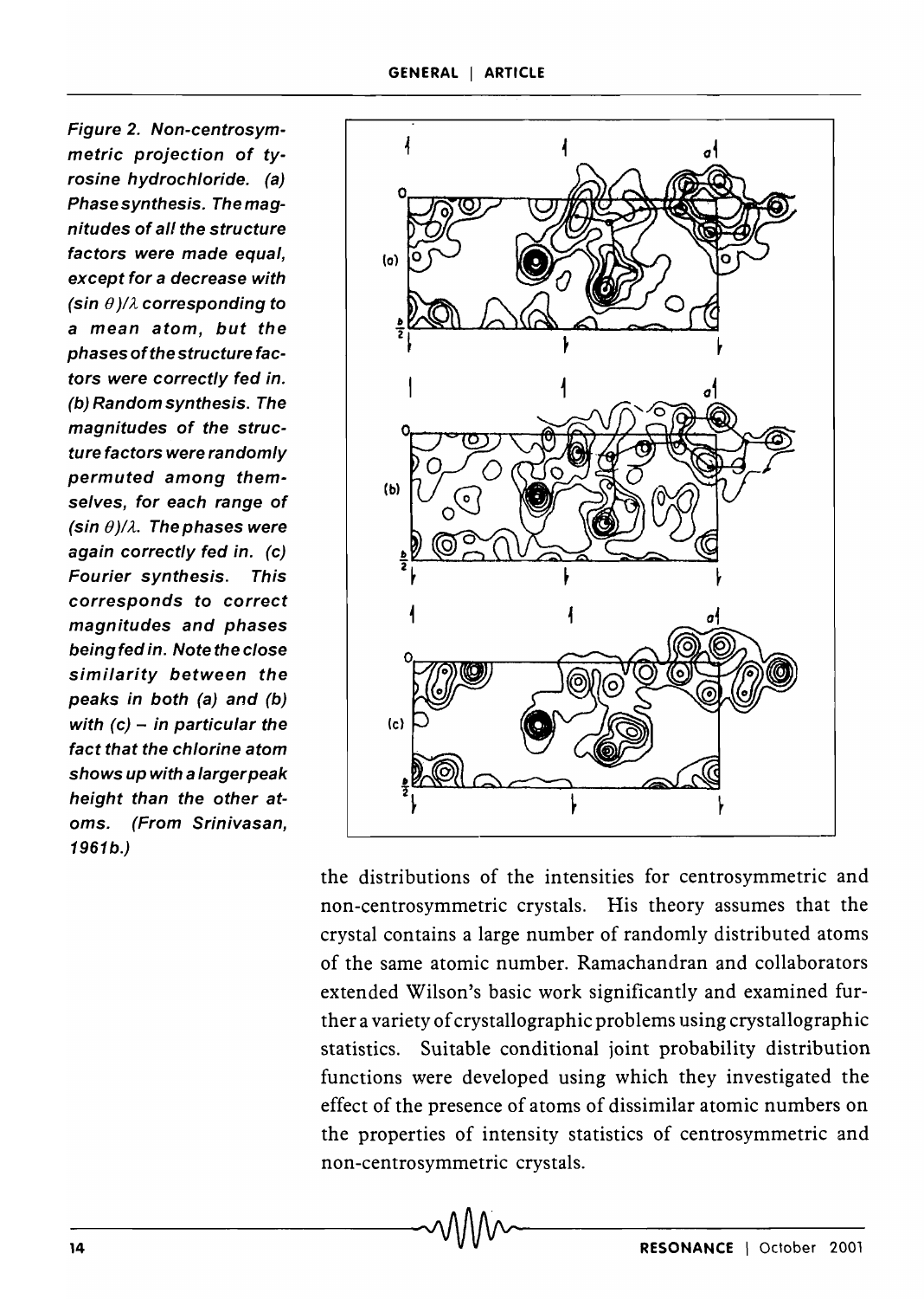Figure 2. Non-centrosymmetric projection of tyrosine hydrochloride. (a) Phase synthesis. The magnitudes of all the structure factors were made equal, except for a decrease with $(\sin\theta)/\lambda$ corresponding to a mean atom, but the phases of the structure factors were correctly fed in. (b) Random synthesis. The magnitudes of the structure factors were randomly permuted among themselves, for each range of $(\sin\theta)/\lambda$. The phases were again correctly fed in. (c) Fourier synthesis. This corresponds to correct magnitudes and phases being fed in. Note the close similarity between the peaks in both (a) and (b) with (c) – in particular the fact that the chlorine atom shows up with a larger peak height than the other atoms. (From Srinivasan, 1961b.)

the distributions of the intensities for centrosymmetric and non-centrosymmetric crystals. His theory assumes that the crystal contains a large number of randomly distributed atoms of the same atomic number. Ramachandran and collaborators extended Wilson's basic work significantly and examined further a variety of crystallographic problems using crystallographic statistics. Suitable conditional joint probability distribution functions were developed using which they investigated the effect of the presence of atoms of dissimilar atomic numbers on the properties of intensity statistics of centrosymmetric and non-centrosymmetric crystals.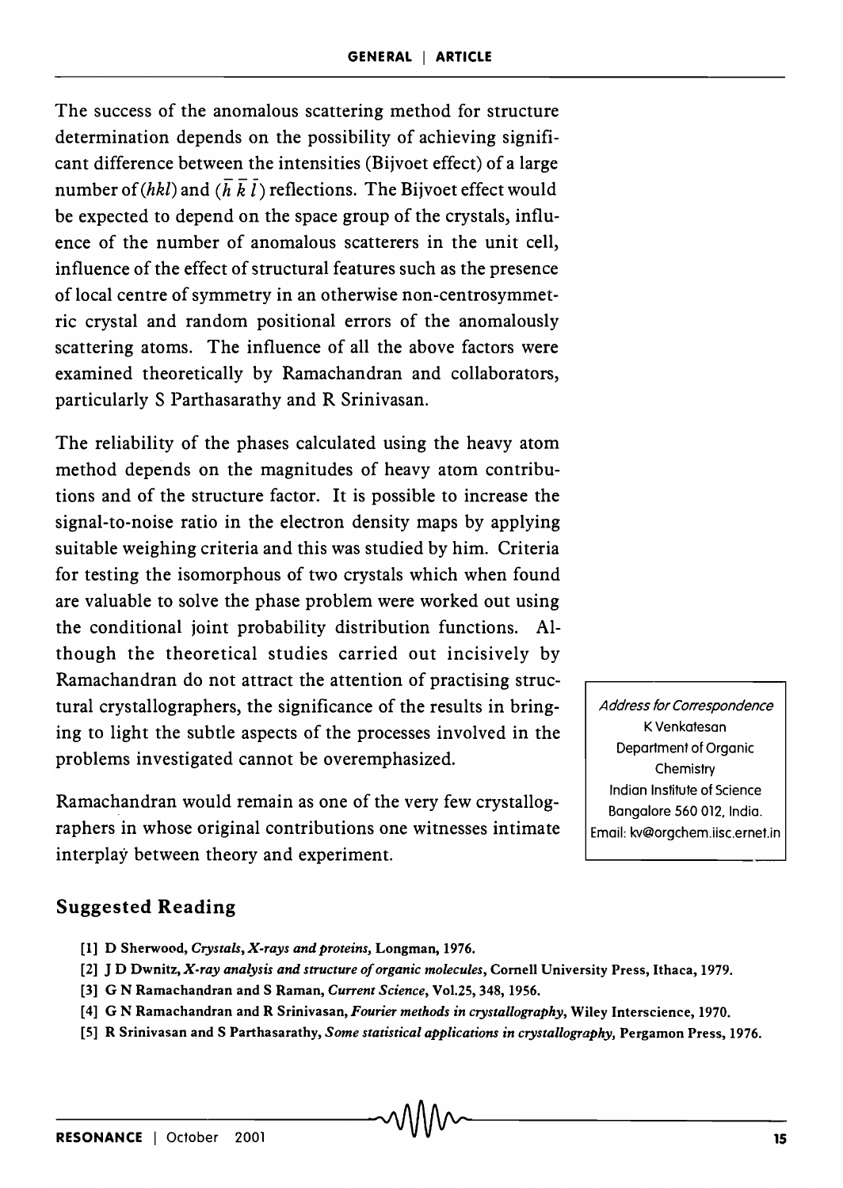The success of the anomalous scattering method for structure determination depends on the possibility of achieving significant difference between the intensities (Bijvoet effect) of a large number of $(hkl)$ and $(\bar{h}\,\bar{k}\,\bar{l})$ reflections. The Bijvoet effect would be expected to depend on the space group of the crystals, influence of the number of anomalous scatterers in the unit cell, influence of the effect of structural features such as the presence of local centre of symmetry in an otherwise non-centrosymmetric crystal and random positional errors of the anomalously scattering atoms. The influence of all the above factors were examined theoretically by Ramachandran and collaborators, particularly S Parthasarathy and R Srinivasan.

The reliability of the phases calculated using the heavy atom method depends on the magnitudes of heavy atom contributions and of the structure factor. It is possible to increase the signal-to-noise ratio in the electron density maps by applying suitable weighing criteria and this was studied by him. Criteria for testing the isomorphous of two crystals which when found are valuable to solve the phase problem were worked out using the conditional joint probability distribution functions. Although the theoretical studies carried out incisively by Ramachandran do not attract the attention of practising structural crystallographers, the significance of the results in bringing to light the subtle aspects of the processes involved in the problems investigated cannot be overemphasized.

Ramachandran would remain as one of the very few crystallographers in whose original contributions one witnesses intimate interplay between theory and experiment.

*Address for Correspondence*
K Venkatesan
Department of Organic Chemistry
Indian Institute of Science
Bangalore 560 012, India.
Email: kv@orgchem.iisc.ernet.in

## Suggested Reading

[1] D Sherwood, *Crystals, X-rays and proteins*, Longman, 1976.

[2] J D Dwnitz, *X-ray analysis and structure of organic molecules*, Cornell University Press, Ithaca, 1979.

[3] G N Ramachandran and S Raman, *Current Science*, Vol.25, 348, 1956.

[4] G N Ramachandran and R Srinivasan, *Fourier methods in crystallography*, Wiley Interscience, 1970.

[5] R Srinivasan and S Parthasarathy, *Some statistical applications in crystallography*, Pergamon Press, 1976.